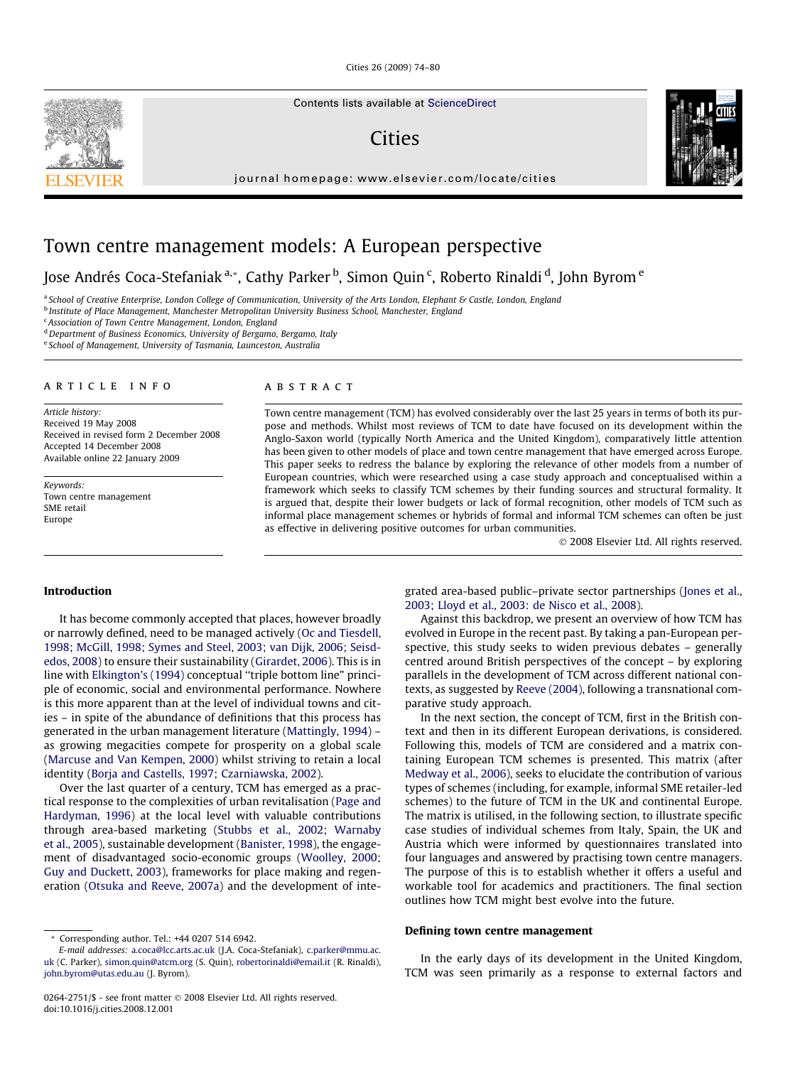# Town centre management models: A European perspective

Jose Andrés Coca-Stefaniak [a,*], Cathy Parker [b], Simon Quin [c], Roberto Rinaldi [d], John Byrom [e]

[a] School of Creative Enterprise, London College of Communication, University of the Arts London, Elephant & Castle, London, England
[b] Institute of Place Management, Manchester Metropolitan University Business School, Manchester, England
[c] Association of Town Centre Management, London, England
[d] Department of Business Economics, University of Bergamo, Bergamo, Italy
[e] School of Management, University of Tasmania, Launceston, Australia

## ARTICLE INFO

*Article history:*
Received 19 May 2008
Received in revised form 2 December 2008
Accepted 14 December 2008
Available online 22 January 2009

*Keywords:*
Town centre management
SME retail
Europe

## ABSTRACT

Town centre management (TCM) has evolved considerably over the last 25 years in terms of both its purpose and methods. Whilst most reviews of TCM to date have focused on its development within the Anglo-Saxon world (typically North America and the United Kingdom), comparatively little attention has been given to other models of place and town centre management that have emerged across Europe. This paper seeks to redress the balance by exploring the relevance of other models from a number of European countries, which were researched using a case study approach and conceptualised within a framework which seeks to classify TCM schemes by their funding sources and structural formality. It is argued that, despite their lower budgets or lack of formal recognition, other models of TCM such as informal place management schemes or hybrids of formal and informal TCM schemes can often be just as effective in delivering positive outcomes for urban communities.

© 2008 Elsevier Ltd. All rights reserved.

## Introduction

It has become commonly accepted that places, however broadly or narrowly defined, need to be managed actively (Oc and Tiesdell, 1998; McGill, 1998; Symes and Steel, 2003; van Dijk, 2006; Seisdedos, 2008) to ensure their sustainability (Girardet, 2006). This is in line with Elkington's (1994) conceptual "triple bottom line" principle of economic, social and environmental performance. Nowhere is this more apparent than at the level of individual towns and cities – in spite of the abundance of definitions that this process has generated in the urban management literature (Mattingly, 1994) – as growing megacities compete for prosperity on a global scale (Marcuse and Van Kempen, 2000) whilst striving to retain a local identity (Borja and Castells, 1997; Czarniawska, 2002).

Over the last quarter of a century, TCM has emerged as a practical response to the complexities of urban revitalisation (Page and Hardyman, 1996) at the local level with valuable contributions through area-based marketing (Stubbs et al., 2002; Warnaby et al., 2005), sustainable development (Banister, 1998), the engagement of disadvantaged socio-economic groups (Woolley, 2000; Guy and Duckett, 2003), frameworks for place making and regeneration (Otsuka and Reeve, 2007a) and the development of integrated area-based public–private sector partnerships (Jones et al., 2003; Lloyd et al., 2003: de Nisco et al., 2008).

Against this backdrop, we present an overview of how TCM has evolved in Europe in the recent past. By taking a pan-European perspective, this study seeks to widen previous debates – generally centred around British perspectives of the concept – by exploring parallels in the development of TCM across different national contexts, as suggested by Reeve (2004), following a transnational comparative study approach.

In the next section, the concept of TCM, first in the British context and then in its different European derivations, is considered. Following this, models of TCM are considered and a matrix containing European TCM schemes is presented. This matrix (after Medway et al., 2006), seeks to elucidate the contribution of various types of schemes (including, for example, informal SME retailer-led schemes) to the future of TCM in the UK and continental Europe. The matrix is utilised, in the following section, to illustrate specific case studies of individual schemes from Italy, Spain, the UK and Austria which were informed by questionnaires translated into four languages and answered by practising town centre managers. The purpose of this is to establish whether it offers a useful and workable tool for academics and practitioners. The final section outlines how TCM might best evolve into the future.

## Defining town centre management

In the early days of its development in the United Kingdom, TCM was seen primarily as a response to external factors and

* Corresponding author. Tel.: +44 0207 514 6942.
*E-mail addresses:* a.coca@lcc.arts.ac.uk (J.A. Coca-Stefaniak), c.parker@mmu.ac.uk (C. Parker), simon.quin@atcm.org (S. Quin), robertorinaldi@email.it (R. Rinaldi), john.byrom@utas.edu.au (J. Byrom).

0264-2751/$ - see front matter © 2008 Elsevier Ltd. All rights reserved.
doi:10.1016/j.cities.2008.12.001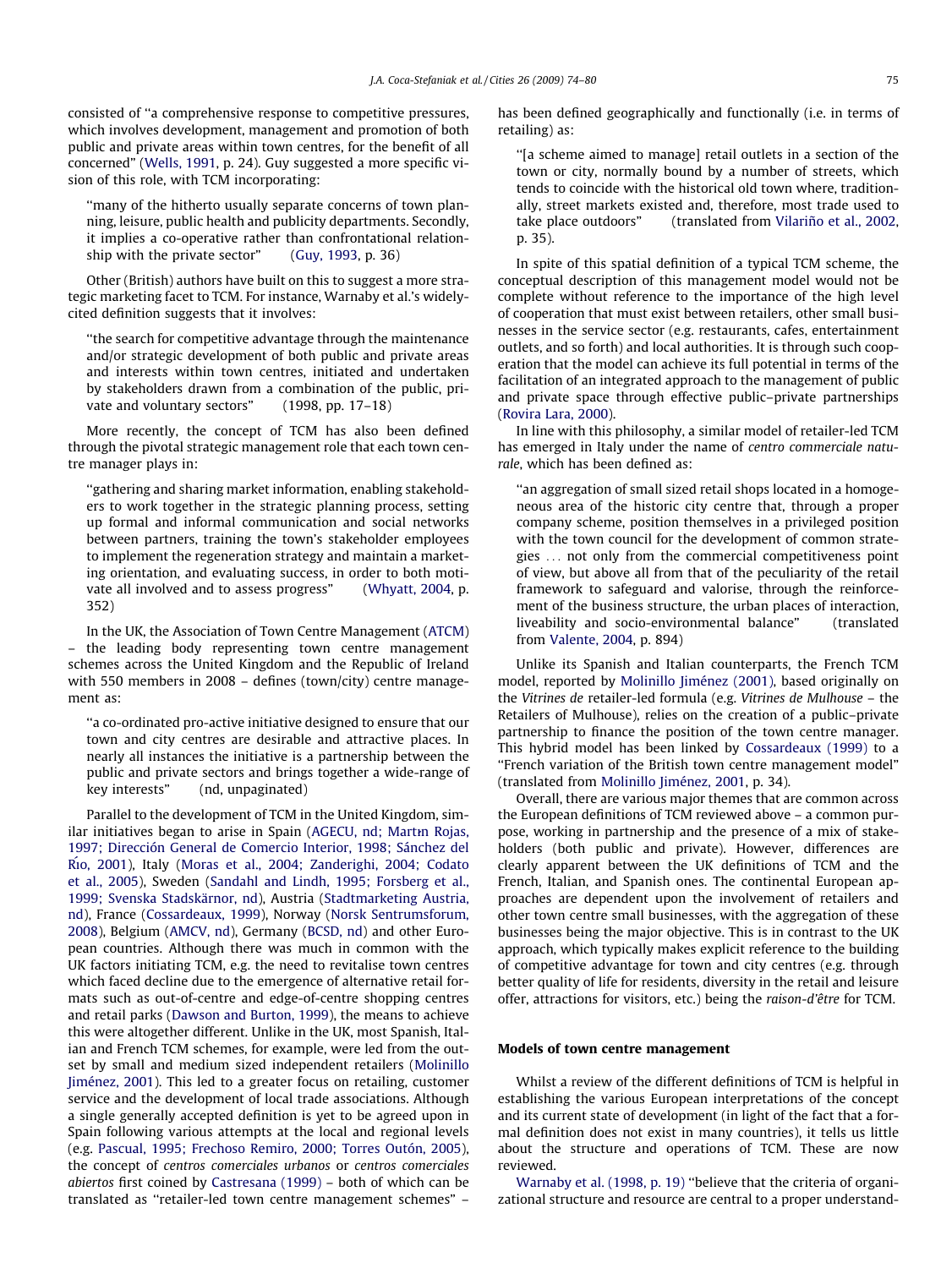consisted of "a comprehensive response to competitive pressures, which involves development, management and promotion of both public and private areas within town centres, for the benefit of all concerned" (Wells, 1991, p. 24). Guy suggested a more specific vision of this role, with TCM incorporating:

> "many of the hitherto usually separate concerns of town planning, leisure, public health and publicity departments. Secondly, it implies a co-operative rather than confrontational relationship with the private sector" (Guy, 1993, p. 36)

Other (British) authors have built on this to suggest a more strategic marketing facet to TCM. For instance, Warnaby et al.'s widely-cited definition suggests that it involves:

> "the search for competitive advantage through the maintenance and/or strategic development of both public and private areas and interests within town centres, initiated and undertaken by stakeholders drawn from a combination of the public, private and voluntary sectors" (1998, pp. 17–18)

More recently, the concept of TCM has also been defined through the pivotal strategic management role that each town centre manager plays in:

> "gathering and sharing market information, enabling stakeholders to work together in the strategic planning process, setting up formal and informal communication and social networks between partners, training the town's stakeholder employees to implement the regeneration strategy and maintain a marketing orientation, and evaluating success, in order to both motivate all involved and to assess progress" (Whyatt, 2004, p. 352)

In the UK, the Association of Town Centre Management (ATCM) – the leading body representing town centre management schemes across the United Kingdom and the Republic of Ireland with 550 members in 2008 – defines (town/city) centre management as:

> "a co-ordinated pro-active initiative designed to ensure that our town and city centres are desirable and attractive places. In nearly all instances the initiative is a partnership between the public and private sectors and brings together a wide-range of key interests" (nd, unpaginated)

Parallel to the development of TCM in the United Kingdom, similar initiatives began to arise in Spain (AGECU, nd; Martın Rojas, 1997; Dirección General de Comercio Interior, 1998; Sánchez del Río, 2001), Italy (Moras et al., 2004; Zanderighi, 2004; Codato et al., 2005), Sweden (Sandahl and Lindh, 1995; Forsberg et al., 1999; Svenska Stadskärnor, nd), Austria (Stadtmarketing Austria, nd), France (Cossardeaux, 1999), Norway (Norsk Sentrumsforum, 2008), Belgium (AMCV, nd), Germany (BCSD, nd) and other European countries. Although there was much in common with the UK factors initiating TCM, e.g. the need to revitalise town centres which faced decline due to the emergence of alternative retail formats such as out-of-centre and edge-of-centre shopping centres and retail parks (Dawson and Burton, 1999), the means to achieve this were altogether different. Unlike in the UK, most Spanish, Italian and French TCM schemes, for example, were led from the outset by small and medium sized independent retailers (Molinillo Jiménez, 2001). This led to a greater focus on retailing, customer service and the development of local trade associations. Although a single generally accepted definition is yet to be agreed upon in Spain following various attempts at the local and regional levels (e.g. Pascual, 1995; Frechoso Remiro, 2000; Torres Outón, 2005), the concept of *centros comerciales urbanos* or *centros comerciales abiertos* first coined by Castresana (1999) – both of which can be translated as "retailer-led town centre management schemes" – has been defined geographically and functionally (i.e. in terms of retailing) as:

> "[a scheme aimed to manage] retail outlets in a section of the town or city, normally bound by a number of streets, which tends to coincide with the historical old town where, traditionally, street markets existed and, therefore, most trade used to take place outdoors" (translated from Vilariño et al., 2002, p. 35).

In spite of this spatial definition of a typical TCM scheme, the conceptual description of this management model would not be complete without reference to the importance of the high level of cooperation that must exist between retailers, other small businesses in the service sector (e.g. restaurants, cafes, entertainment outlets, and so forth) and local authorities. It is through such cooperation that the model can achieve its full potential in terms of the facilitation of an integrated approach to the management of public and private space through effective public–private partnerships (Rovira Lara, 2000).

In line with this philosophy, a similar model of retailer-led TCM has emerged in Italy under the name of *centro commerciale naturale*, which has been defined as:

> "an aggregation of small sized retail shops located in a homogeneous area of the historic city centre that, through a proper company scheme, position themselves in a privileged position with the town council for the development of common strategies ... not only from the commercial competitiveness point of view, but above all from the point of view of the peculiarity of the retail framework to safeguard and valorise, through the reinforcement of the business structure, the urban places of interaction, liveability and socio-environmental balance" (translated from Valente, 2004, p. 894)

Unlike its Spanish and Italian counterparts, the French TCM model, reported by Molinillo Jiménez (2001), based originally on the *Vitrines de* retailer-led formula (e.g. *Vitrines de Mulhouse* – the Retailers of Mulhouse), relies on the creation of a public–private partnership to finance the position of the town centre manager. This hybrid model has been linked by Cossardeaux (1999) to a "French variation of the British town centre management model" (translated from Molinillo Jiménez, 2001, p. 34).

Overall, there are various major themes that are common across the European definitions of TCM reviewed above – a common purpose, working in partnership and the presence of a mix of stakeholders (both public and private). However, differences are clearly apparent between the UK definitions of TCM and the French, Italian, and Spanish ones. The continental European approaches are dependent upon the involvement of retailers and other town centre small businesses, with the aggregation of these businesses being the major objective. This is in contrast to the UK approach, which typically makes explicit reference to the building of competitive advantage for town and city centres (e.g. through better quality of life for residents, diversity in the retail and leisure offer, attractions for visitors, etc.) being the *raison-d'être* for TCM.

## Models of town centre management

Whilst a review of the different definitions of TCM is helpful in establishing the various European interpretations of the concept and its current state of development (in light of the fact that a formal definition does not exist in many countries), it tells us little about the structure and operations of TCM. These are now reviewed.

Warnaby et al. (1998, p. 19) "believe that the criteria of organizational structure and resource are central to a proper understand-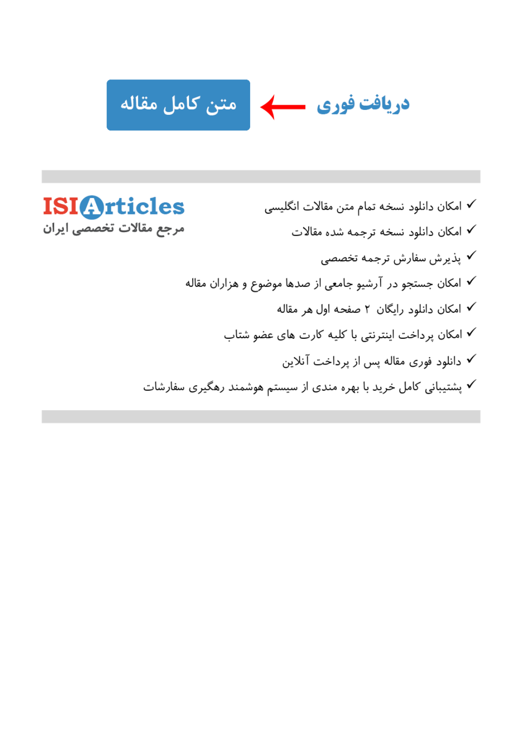دریافت فوری ← متن کامل مقاله

**ISIArticles**
مرجع مقالات تخصصی ایران

- ✓ امکان دانلود نسخه تمام متن مقالات انگلیسی
- ✓ امکان دانلود نسخه ترجمه شده مقالات
- ✓ پذیرش سفارش ترجمه تخصصی
- ✓ امکان جستجو در آرشیو جامعی از صدها موضوع و هزاران مقاله
- ✓ امکان دانلود رایگان ۲ صفحه اول هر مقاله
- ✓ امکان پرداخت اینترنتی با کلیه کارت های عضو شتاب
- ✓ دانلود فوری مقاله پس از پرداخت آنلاین
- ✓ پشتیبانی کامل خرید با بهره مندی از سیستم هوشمند رهگیری سفارشات